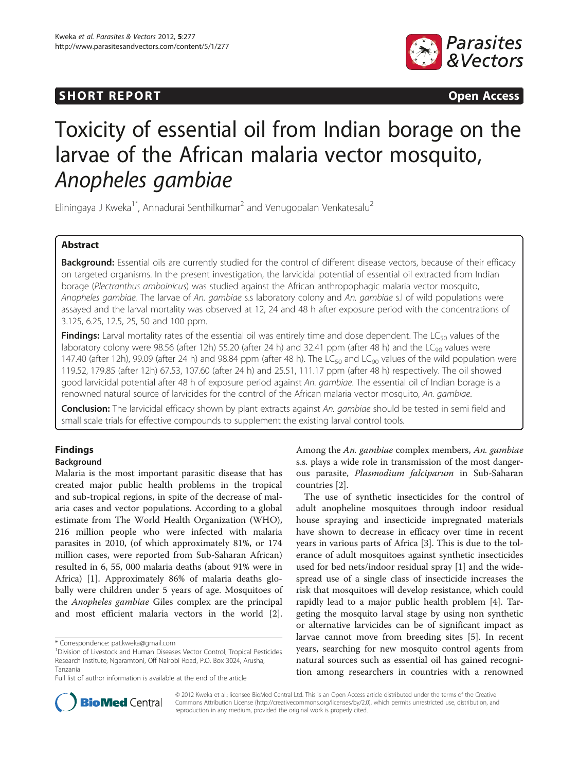SHORT REPORT Open Access

# Toxicity of essential oil from Indian borage on the larvae of the African malaria vector mosquito, *Anopheles gambiae*

Eliningaya J Kweka[1*], Annadurai Senthilkumar[2] and Venugopalan Venkatesalu[2]

## Abstract

**Background:** Essential oils are currently studied for the control of different disease vectors, because of their efficacy on targeted organisms. In the present investigation, the larvicidal potential of essential oil extracted from Indian borage (*Plectranthus amboinicus*) was studied against the African anthropophagic malaria vector mosquito, *Anopheles gambiae*. The larvae of *An. gambiae* s.s laboratory colony and *An. gambiae* s.l of wild populations were assayed and the larval mortality was observed at 12, 24 and 48 h after exposure period with the concentrations of 3.125, 6.25, 12.5, 25, 50 and 100 ppm.

**Findings:** Larval mortality rates of the essential oil was entirely time and dose dependent. The $LC_{50}$ values of the laboratory colony were 98.56 (after 12h) 55.20 (after 24 h) and 32.41 ppm (after 48 h) and the $LC_{90}$ values were 147.40 (after 12h), 99.09 (after 24 h) and 98.84 ppm (after 48 h). The $LC_{50}$ and $LC_{90}$ values of the wild population were 119.52, 179.85 (after 12h) 67.53, 107.60 (after 24 h) and 25.51, 111.17 ppm (after 48 h) respectively. The oil showed good larvicidal potential after 48 h of exposure period against *An. gambiae*. The essential oil of Indian borage is a renowned natural source of larvicides for the control of the African malaria vector mosquito, *An. gambiae*.

**Conclusion:** The larvicidal efficacy shown by plant extracts against *An. gambiae* should be tested in semi field and small scale trials for effective compounds to supplement the existing larval control tools.

## Findings

### Background

Malaria is the most important parasitic disease that has created major public health problems in the tropical and sub-tropical regions, in spite of the decrease of malaria cases and vector populations. According to a global estimate from The World Health Organization (WHO), 216 million people who were infected with malaria parasites in 2010, (of which approximately 81%, or 174 million cases, were reported from Sub-Saharan African) resulted in 6, 55, 000 malaria deaths (about 91% were in Africa) [1]. Approximately 86% of malaria deaths globally were children under 5 years of age. Mosquitoes of the *Anopheles gambiae* Giles complex are the principal and most efficient malaria vectors in the world [2]. Among the *An. gambiae* complex members, *An. gambiae* s.s. plays a wide role in transmission of the most dangerous parasite, *Plasmodium falciparum* in Sub-Saharan countries [2].

The use of synthetic insecticides for the control of adult anopheline mosquitoes through indoor residual house spraying and insecticide impregnated materials have shown to decrease in efficacy over time in recent years in various parts of Africa [3]. This is due to the tolerance of adult mosquitoes against synthetic insecticides used for bed nets/indoor residual spray [1] and the widespread use of a single class of insecticide increases the risk that mosquitoes will develop resistance, which could rapidly lead to a major public health problem [4]. Targeting the mosquito larval stage by using non synthetic or alternative larvicides can be of significant impact as larvae cannot move from breeding sites [5]. In recent years, searching for new mosquito control agents from natural sources such as essential oil has gained recognition among researchers in countries with a renowned

\* Correspondence: pat.kweka@gmail.com

[1]Division of Livestock and Human Diseases Vector Control, Tropical Pesticides Research Institute, Ngaramtoni, Off Nairobi Road, P.O. Box 3024, Arusha, Tanzania

Full list of author information is available at the end of the article

© 2012 Kweka et al.; licensee BioMed Central Ltd. This is an Open Access article distributed under the terms of the Creative Commons Attribution License (http://creativecommons.org/licenses/by/2.0), which permits unrestricted use, distribution, and reproduction in any medium, provided the original work is properly cited.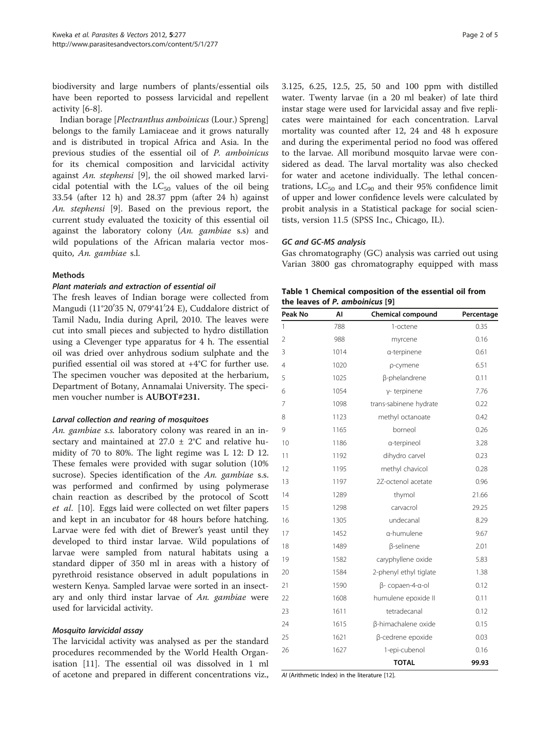biodiversity and large numbers of plants/essential oils have been reported to possess larvicidal and repellent activity [6-8].

Indian borage [*Plectranthus amboinicus* (Lour.) Spreng] belongs to the family Lamiaceae and it grows naturally and is distributed in tropical Africa and Asia. In the previous studies of the essential oil of *P. amboinicus* for its chemical composition and larvicidal activity against *An. stephensi* [9], the oil showed marked larvicidal potential with the $LC_{50}$ values of the oil being 33.54 (after 12 h) and 28.37 ppm (after 24 h) against *An. stephensi* [9]. Based on the previous report, the current study evaluated the toxicity of this essential oil against the laboratory colony (*An. gambiae* s.s) and wild populations of the African malaria vector mosquito, *An. gambiae* s.l.

## Methods

### Plant materials and extraction of essential oil

The fresh leaves of Indian borage were collected from Mangudi (11°20′35 N, 079°41′24 E), Cuddalore district of Tamil Nadu, India during April, 2010. The leaves were cut into small pieces and subjected to hydro distillation using a Clevenger type apparatus for 4 h. The essential oil was dried over anhydrous sodium sulphate and the purified essential oil was stored at +4°C for further use. The specimen voucher was deposited at the herbarium, Department of Botany, Annamalai University. The specimen voucher number is **AUBOT#231.**

### Larval collection and rearing of mosquitoes

*An. gambiae s.s.* laboratory colony was reared in an insectary and maintained at 27.0 ± 2°C and relative humidity of 70 to 80%. The light regime was L 12: D 12. These females were provided with sugar solution (10% sucrose). Species identification of the *An. gambiae* s.s. was performed and confirmed by using polymerase chain reaction as described by the protocol of Scott *et al*. [10]. Eggs laid were collected on wet filter papers and kept in an incubator for 48 hours before hatching. Larvae were fed with diet of Brewer's yeast until they developed to third instar larvae. Wild populations of larvae were sampled from natural habitats using a standard dipper of 350 ml in areas with a history of pyrethroid resistance observed in adult populations in western Kenya. Sampled larvae were sorted in an insectary and only third instar larvae of *An. gambiae* were used for larvicidal activity.

### Mosquito larvicidal assay

The larvicidal activity was analysed as per the standard procedures recommended by the World Health Organisation [11]. The essential oil was dissolved in 1 ml of acetone and prepared in different concentrations viz., 3.125, 6.25, 12.5, 25, 50 and 100 ppm with distilled water. Twenty larvae (in a 20 ml beaker) of late third instar stage were used for larvicidal assay and five replicates were maintained for each concentration. Larval mortality was counted after 12, 24 and 48 h exposure and during the experimental period no food was offered to the larvae. All moribund mosquito larvae were considered as dead. The larval mortality was also checked for water and acetone individually. The lethal concentrations, $LC_{50}$ and $LC_{90}$ and their 95% confidence limit of upper and lower confidence levels were calculated by probit analysis in a Statistical package for social scientists, version 11.5 (SPSS Inc., Chicago, IL).

### GC and GC-MS analysis

Gas chromatography (GC) analysis was carried out using Varian 3800 gas chromatography equipped with mass

**Table 1 Chemical composition of the essential oil from the leaves of *P. amboinicus* [9]**

| Peak No | AI | Chemical compound | Percentage |
|---|---|---|---|
| 1 | 788 | 1-octene | 0.35 |
| 2 | 988 | myrcene | 0.16 |
| 3 | 1014 | α-terpinene | 0.61 |
| 4 | 1020 | ρ-cymene | 6.51 |
| 5 | 1025 | β-phelandrene | 0.11 |
| 6 | 1054 | γ- terpinene | 7.76 |
| 7 | 1098 | trans-sabinene hydrate | 0.22 |
| 8 | 1123 | methyl octanoate | 0.42 |
| 9 | 1165 | borneol | 0.26 |
| 10 | 1186 | α-terpineol | 3.28 |
| 11 | 1192 | dihydro carvel | 0.23 |
| 12 | 1195 | methyl chavicol | 0.28 |
| 13 | 1197 | 2Z-octenol acetate | 0.96 |
| 14 | 1289 | thymol | 21.66 |
| 15 | 1298 | carvacrol | 29.25 |
| 16 | 1305 | undecanal | 8.29 |
| 17 | 1452 | α-humulene | 9.67 |
| 18 | 1489 | β-selinene | 2.01 |
| 19 | 1582 | caryphyllene oxide | 5.83 |
| 20 | 1584 | 2-phenyl ethyl tiglate | 1.38 |
| 21 | 1590 | β- copaen-4-α-ol | 0.12 |
| 22 | 1608 | humulene epoxide II | 0.11 |
| 23 | 1611 | tetradecanal | 0.12 |
| 24 | 1615 | β-himachalene oxide | 0.15 |
| 25 | 1621 | β-cedrene epoxide | 0.03 |
| 26 | 1627 | 1-epi-cubenol | 0.16 |
| | | **TOTAL** | **99.93** |

*AI* (Arithmetic Index) in the literature [12].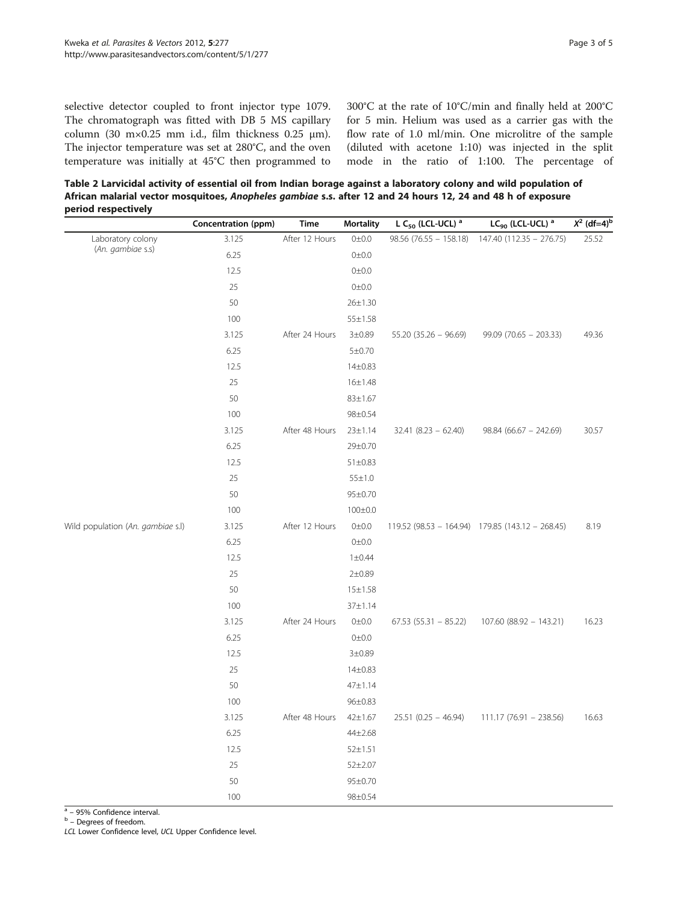selective detector coupled to front injector type 1079. The chromatograph was fitted with DB 5 MS capillary column (30 m×0.25 mm i.d., film thickness 0.25 μm). The injector temperature was set at 280°C, and the oven temperature was initially at 45°C then programmed to 300°C at the rate of 10°C/min and finally held at 200°C for 5 min. Helium was used as a carrier gas with the flow rate of 1.0 ml/min. One microlitre of the sample (diluted with acetone 1:10) was injected in the split mode in the ratio of 1:100. The percentage of

**Table 2 Larvicidal activity of essential oil from Indian borage against a laboratory colony and wild population of African malarial vector mosquitoes, *Anopheles gambiae* s.s. after 12 and 24 hours 12, 24 and 48 h of exposure period respectively**

| | Concentration (ppm) | Time | Mortality | L $C_{50}$ (LCL-UCL) [a] | $LC_{90}$ (LCL-UCL) [a] | $X^2$ (df=4)[b] |
|---|---|---|---|---|---|---|
| Laboratory colony (*An. gambiae* s.s) | 3.125 | After 12 Hours | 0±0.0 | 98.56 (76.55 – 158.18) | 147.40 (112.35 – 276.75) | 25.52 |
| | 6.25 | | 0±0.0 | | | |
| | 12.5 | | 0±0.0 | | | |
| | 25 | | 0±0.0 | | | |
| | 50 | | 26±1.30 | | | |
| | 100 | | 55±1.58 | | | |
| | 3.125 | After 24 Hours | 3±0.89 | 55.20 (35.26 – 96.69) | 99.09 (70.65 – 203.33) | 49.36 |
| | 6.25 | | 5±0.70 | | | |
| | 12.5 | | 14±0.83 | | | |
| | 25 | | 16±1.48 | | | |
| | 50 | | 83±1.67 | | | |
| | 100 | | 98±0.54 | | | |
| | 3.125 | After 48 Hours | 23±1.14 | 32.41 (8.23 – 62.40) | 98.84 (66.67 – 242.69) | 30.57 |
| | 6.25 | | 29±0.70 | | | |
| | 12.5 | | 51±0.83 | | | |
| | 25 | | 55±1.0 | | | |
| | 50 | | 95±0.70 | | | |
| | 100 | | 100±0.0 | | | |
| Wild population (*An. gambiae* s.l) | 3.125 | After 12 Hours | 0±0.0 | 119.52 (98.53 – 164.94) | 179.85 (143.12 – 268.45) | 8.19 |
| | 6.25 | | 0±0.0 | | | |
| | 12.5 | | 1±0.44 | | | |
| | 25 | | 2±0.89 | | | |
| | 50 | | 15±1.58 | | | |
| | 100 | | 37±1.14 | | | |
| | 3.125 | After 24 Hours | 0±0.0 | 67.53 (55.31 – 85.22) | 107.60 (88.92 – 143.21) | 16.23 |
| | 6.25 | | 0±0.0 | | | |
| | 12.5 | | 3±0.89 | | | |
| | 25 | | 14±0.83 | | | |
| | 50 | | 47±1.14 | | | |
| | 100 | | 96±0.83 | | | |
| | 3.125 | After 48 Hours | 42±1.67 | 25.51 (0.25 – 46.94) | 111.17 (76.91 – 238.56) | 16.63 |
| | 6.25 | | 44±2.68 | | | |
| | 12.5 | | 52±1.51 | | | |
| | 25 | | 52±2.07 | | | |
| | 50 | | 95±0.70 | | | |
| | 100 | | 98±0.54 | | | |

[a] – 95% Confidence interval.
[b] – Degrees of freedom.
*LCL* Lower Confidence level, *UCL* Upper Confidence level.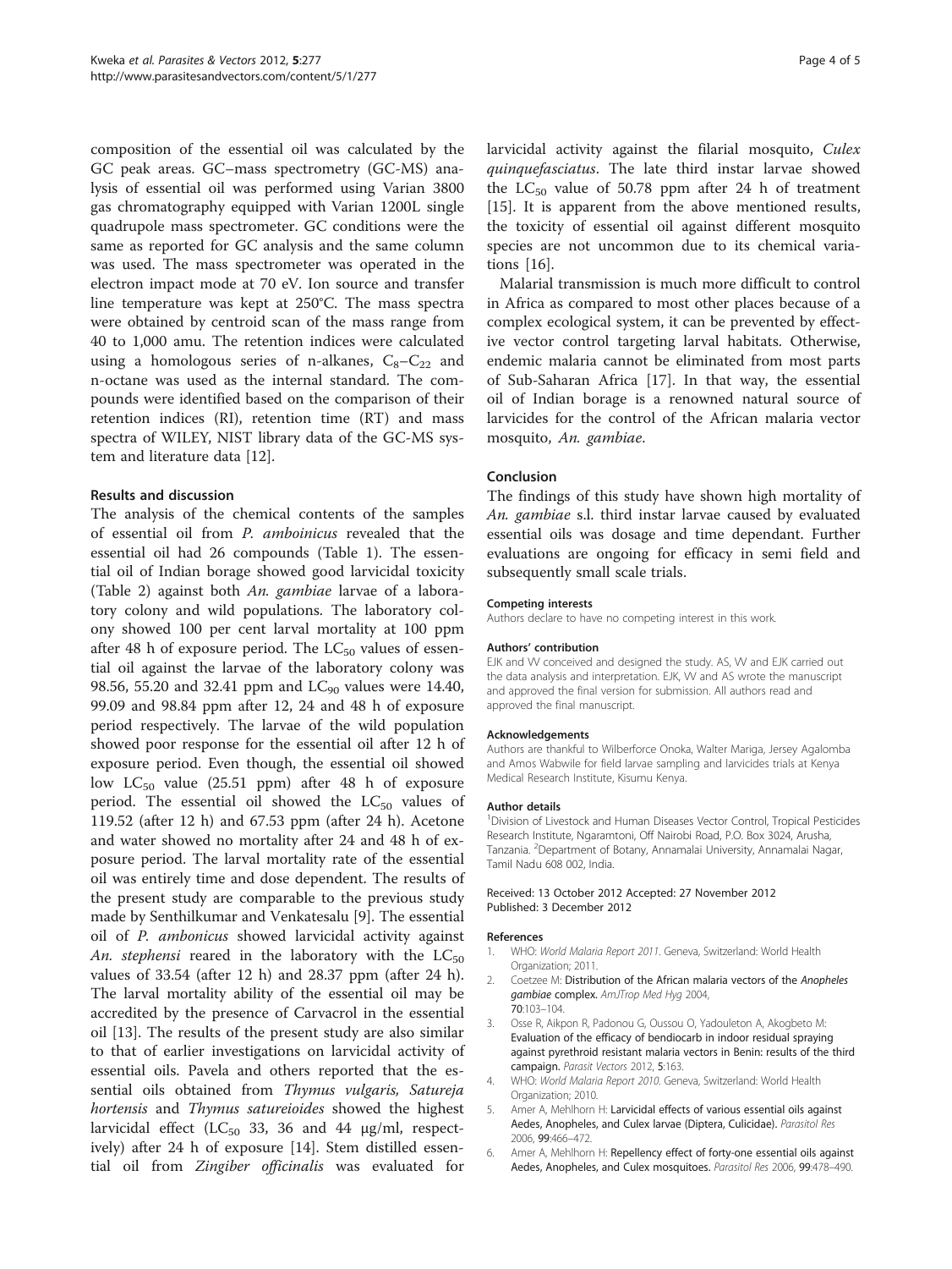composition of the essential oil was calculated by the GC peak areas. GC–mass spectrometry (GC-MS) analysis of essential oil was performed using Varian 3800 gas chromatography equipped with Varian 1200L single quadrupole mass spectrometer. GC conditions were the same as reported for GC analysis and the same column was used. The mass spectrometer was operated in the electron impact mode at 70 eV. Ion source and transfer line temperature was kept at 250°C. The mass spectra were obtained by centroid scan of the mass range from 40 to 1,000 amu. The retention indices were calculated using a homologous series of n-alkanes, $C_8$–$C_{22}$ and n-octane was used as the internal standard. The compounds were identified based on the comparison of their retention indices (RI), retention time (RT) and mass spectra of WILEY, NIST library data of the GC-MS system and literature data [12].

### Results and discussion

The analysis of the chemical contents of the samples of essential oil from *P. amboinicus* revealed that the essential oil had 26 compounds (Table 1). The essential oil of Indian borage showed good larvicidal toxicity (Table 2) against both *An. gambiae* larvae of a laboratory colony and wild populations. The laboratory colony showed 100 per cent larval mortality at 100 ppm after 48 h of exposure period. The $LC_{50}$ values of essential oil against the larvae of the laboratory colony was 98.56, 55.20 and 32.41 ppm and $LC_{90}$ values were 14.40, 99.09 and 98.84 ppm after 12, 24 and 48 h of exposure period respectively. The larvae of the wild population showed poor response for the essential oil after 12 h of exposure period. Even though, the essential oil showed low $LC_{50}$ value (25.51 ppm) after 48 h of exposure period. The essential oil showed the $LC_{50}$ values of 119.52 (after 12 h) and 67.53 ppm (after 24 h). Acetone and water showed no mortality after 24 and 48 h of exposure period. The larval mortality rate of the essential oil was entirely time and dose dependent. The results of the present study are comparable to the previous study made by Senthilkumar and Venkatesalu [9]. The essential oil of *P. ambonicus* showed larvicidal activity against *An. stephensi* reared in the laboratory with the $LC_{50}$ values of 33.54 (after 12 h) and 28.37 ppm (after 24 h). The larval mortality ability of the essential oil may be accredited by the presence of Carvacrol in the essential oil [13]. The results of the present study are also similar to that of earlier investigations on larvicidal activity of essential oils. Pavela and others reported that the essential oils obtained from *Thymus vulgaris, Satureja hortensis* and *Thymus satureioides* showed the highest larvicidal effect ($LC_{50}$ 33, 36 and 44 μg/ml, respectively) after 24 h of exposure [14]. Stem distilled essential oil from *Zingiber officinalis* was evaluated for larvicidal activity against the filarial mosquito, *Culex quinquefasciatus*. The late third instar larvae showed the $LC_{50}$ value of 50.78 ppm after 24 h of treatment [15]. It is apparent from the above mentioned results, the toxicity of essential oil against different mosquito species are not uncommon due to its chemical variations [16].

Malarial transmission is much more difficult to control in Africa as compared to most other places because of a complex ecological system, it can be prevented by effective vector control targeting larval habitats. Otherwise, endemic malaria cannot be eliminated from most parts of Sub-Saharan Africa [17]. In that way, the essential oil of Indian borage is a renowned natural source of larvicides for the control of the African malaria vector mosquito, *An. gambiae*.

### Conclusion

The findings of this study have shown high mortality of *An. gambiae* s.l. third instar larvae caused by evaluated essential oils was dosage and time dependant. Further evaluations are ongoing for efficacy in semi field and subsequently small scale trials.

#### Competing interests

Authors declare to have no competing interest in this work.

#### Authors' contribution

EJK and VV conceived and designed the study. AS, VV and EJK carried out the data analysis and interpretation. EJK, VV and AS wrote the manuscript and approved the final version for submission. All authors read and approved the final manuscript.

#### Acknowledgements

Authors are thankful to Wilberforce Onoka, Walter Mariga, Jersey Agalomba and Amos Wabwile for field larvae sampling and larvicides trials at Kenya Medical Research Institute, Kisumu Kenya.

#### Author details

[1]Division of Livestock and Human Diseases Vector Control, Tropical Pesticides Research Institute, Ngaramtoni, Off Nairobi Road, P.O. Box 3024, Arusha, Tanzania. [2]Department of Botany, Annamalai University, Annamalai Nagar, Tamil Nadu 608 002, India.

Received: 13 October 2012 Accepted: 27 November 2012
Published: 3 December 2012

#### References

1. WHO: *World Malaria Report 2011*. Geneva, Switzerland: World Health Organization; 2011.
2. Coetzee M: **Distribution of the African malaria vectors of the *Anopheles gambiae* complex.** *AmJTrop Med Hyg* 2004, **70**:103–104.
3. Osse R, Aikpon R, Padonou G, Oussou O, Yadouleton A, Akogbeto M: **Evaluation of the efficacy of bendiocarb in indoor residual spraying against pyrethroid resistant malaria vectors in Benin: results of the third campaign.** *Parasit Vectors* 2012, **5**:163.
4. WHO: *World Malaria Report 2010*. Geneva, Switzerland: World Health Organization; 2010.
5. Amer A, Mehlhorn H: **Larvicidal effects of various essential oils against Aedes, Anopheles, and Culex larvae (Diptera, Culicidae).** *Parasitol Res* 2006, **99**:466–472.
6. Amer A, Mehlhorn H: **Repellency effect of forty-one essential oils against Aedes, Anopheles, and Culex mosquitoes.** *Parasitol Res* 2006, **99**:478–490.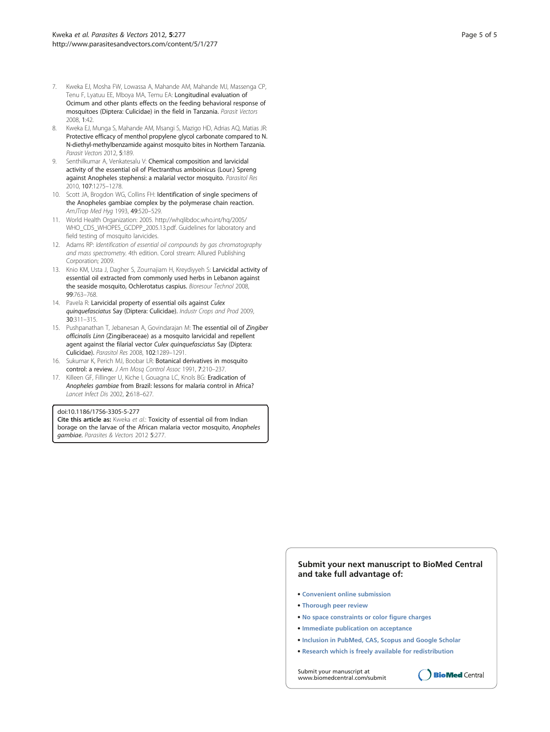7. Kweka EJ, Mosha FW, Lowassa A, Mahande AM, Mahande MJ, Massenga CP, Tenu F, Lyatuu EE, Mboya MA, Temu EA: **Longitudinal evaluation of Ocimum and other plants effects on the feeding behavioral response of mosquitoes (Diptera: Culicidae) in the field in Tanzania.** *Parasit Vectors* 2008, **1**:42.
8. Kweka EJ, Munga S, Mahande AM, Msangi S, Mazigo HD, Adrias AQ, Matias JR: **Protective efficacy of menthol propylene glycol carbonate compared to N. N-diethyl-methylbenzamide against mosquito bites in Northern Tanzania.** *Parasit Vectors* 2012, **5**:189.
9. Senthilkumar A, Venkatesalu V: **Chemical composition and larvicidal activity of the essential oil of Plectranthus amboinicus (Lour.) Spreng against Anopheles stephensi: a malarial vector mosquito.** *Parasitol Res* 2010, **107**:1275–1278.
10. Scott JA, Brogdon WG, Collins FH: **Identification of single specimens of the Anopheles gambiae complex by the polymerase chain reaction.** *AmJTrop Med Hyg* 1993, **49**:520–529.
11. World Health Organization: 2005. http://whqlibdoc.who.int/hq/2005/WHO_CDS_WHOPES_GCDPP_2005.13.pdf. Guidelines for laboratory and field testing of mosquito larvicides.
12. Adams RP: *Identification of essential oil compounds by gas chromatography and mass spectrometry.* 4th edition. Corol stream: Allured Publishing Corporation; 2009.
13. Knio KM, Usta J, Dagher S, Zournajiam H, Kreydiyyeh S: **Larvicidal activity of essential oil extracted from commonly used herbs in Lebanon against the seaside mosquito, Ochlerotatus caspius.** *Bioresour Technol* 2008, **99**:763–768.
14. Pavela R: **Larvicidal property of essential oils against *Culex quinquefasciatus* Say (Diptera: Culicidae).** *Industr Crops and Prod* 2009, **30**:311–315.
15. Pushpanathan T, Jebanesan A, Govindarajan M: **The essential oil of *Zingiber officinalis Linn* (Zingiberaceae) as a mosquito larvicidal and repellent agent against the filarial vector *Culex quinquefasciatus* Say (Diptera: Culicidae).** *Parasitol Res* 2008, **102**:1289–1291.
16. Sukumar K, Perich MJ, Boobar LR: **Botanical derivatives in mosquito control: a review.** *J Am Mosq Control Assoc* 1991, **7**:210–237.
17. Killeen GF, Fillinger U, Kiche I, Gouagna LC, Knols BG: **Eradication of *Anopheles gambiae* from Brazil: lessons for malaria control in Africa?** *Lancet Infect Dis* 2002, **2**:618–627.

doi:10.1186/1756-3305-5-277

**Cite this article as:** Kweka *et al.*: Toxicity of essential oil from Indian borage on the larvae of the African malaria vector mosquito, *Anopheles gambiae*. *Parasites & Vectors* 2012 **5**:277.

**Submit your next manuscript to BioMed Central and take full advantage of:**

- **Convenient online submission**
- **Thorough peer review**
- **No space constraints or color figure charges**
- **Immediate publication on acceptance**
- **Inclusion in PubMed, CAS, Scopus and Google Scholar**
- **Research which is freely available for redistribution**

Submit your manuscript at
www.biomedcentral.com/submit

BioMed Central